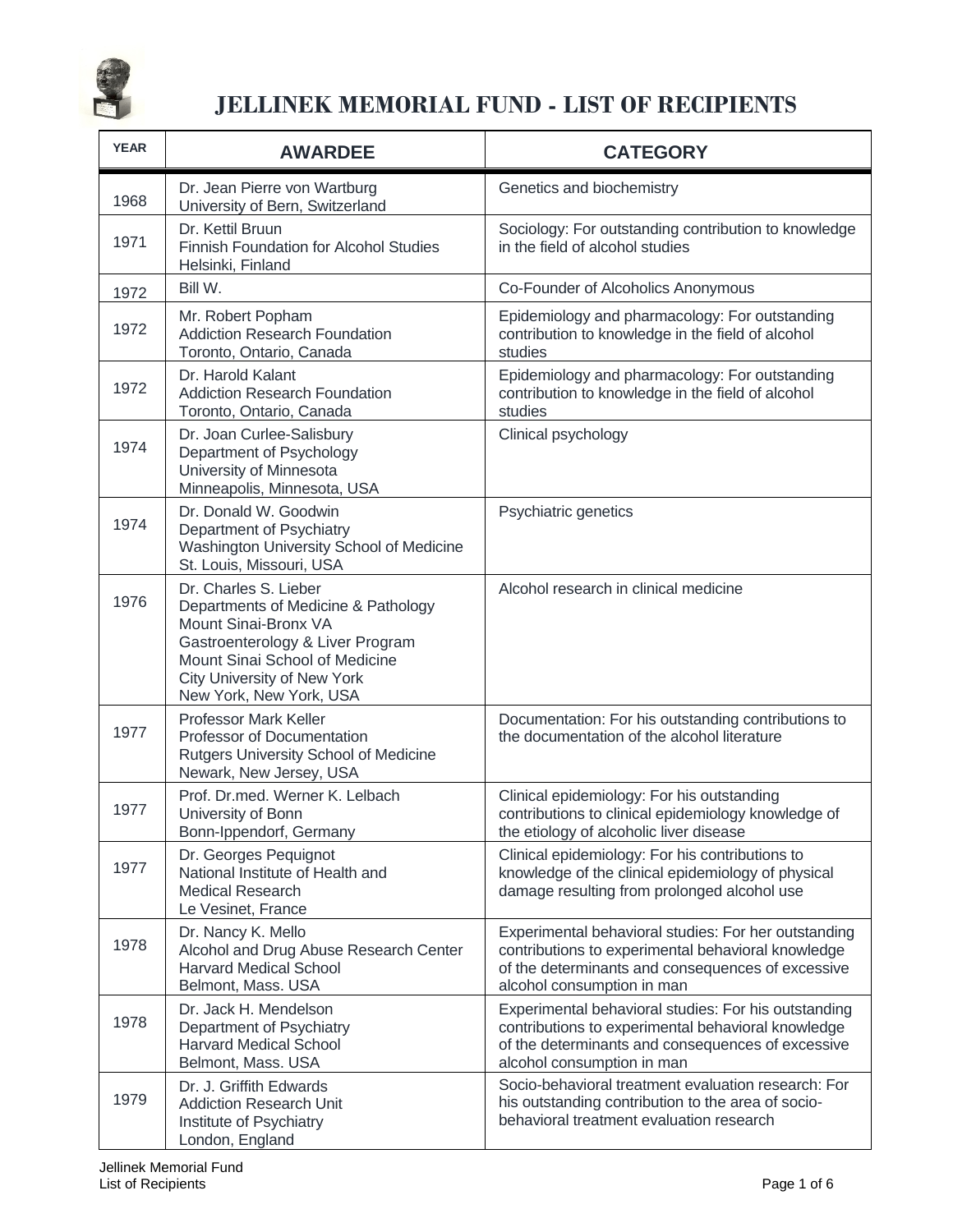# JELLINEK MEMORIAL FUND - LIST OF RECIPIENTS

| YEAR | AWARDEE | CATEGORY |
|---|---|---|
| 1968 | Dr. Jean Pierre von Wartburg<br>University of Bern, Switzerland | Genetics and biochemistry |
| 1971 | Dr. Kettil Bruun<br>Finnish Foundation for Alcohol Studies<br>Helsinki, Finland | Sociology: For outstanding contribution to knowledge in the field of alcohol studies |
| 1972 | Bill W. | Co-Founder of Alcoholics Anonymous |
| 1972 | Mr. Robert Popham<br>Addiction Research Foundation<br>Toronto, Ontario, Canada | Epidemiology and pharmacology: For outstanding contribution to knowledge in the field of alcohol studies |
| 1972 | Dr. Harold Kalant<br>Addiction Research Foundation<br>Toronto, Ontario, Canada | Epidemiology and pharmacology: For outstanding contribution to knowledge in the field of alcohol studies |
| 1974 | Dr. Joan Curlee-Salisbury<br>Department of Psychology<br>University of Minnesota<br>Minneapolis, Minnesota, USA | Clinical psychology |
| 1974 | Dr. Donald W. Goodwin<br>Department of Psychiatry<br>Washington University School of Medicine<br>St. Louis, Missouri, USA | Psychiatric genetics |
| 1976 | Dr. Charles S. Lieber<br>Departments of Medicine & Pathology<br>Mount Sinai-Bronx VA<br>Gastroenterology & Liver Program<br>Mount Sinai School of Medicine<br>City University of New York<br>New York, New York, USA | Alcohol research in clinical medicine |
| 1977 | Professor Mark Keller<br>Professor of Documentation<br>Rutgers University School of Medicine<br>Newark, New Jersey, USA | Documentation: For his outstanding contributions to the documentation of the alcohol literature |
| 1977 | Prof. Dr.med. Werner K. Lelbach<br>University of Bonn<br>Bonn-Ippendorf, Germany | Clinical epidemiology: For his outstanding contributions to clinical epidemiology knowledge of the etiology of alcoholic liver disease |
| 1977 | Dr. Georges Pequignot<br>National Institute of Health and<br>Medical Research<br>Le Vesinet, France | Clinical epidemiology: For his contributions to knowledge of the clinical epidemiology of physical damage resulting from prolonged alcohol use |
| 1978 | Dr. Nancy K. Mello<br>Alcohol and Drug Abuse Research Center<br>Harvard Medical School<br>Belmont, Mass. USA | Experimental behavioral studies: For her outstanding contributions to experimental behavioral knowledge of the determinants and consequences of excessive alcohol consumption in man |
| 1978 | Dr. Jack H. Mendelson<br>Department of Psychiatry<br>Harvard Medical School<br>Belmont, Mass. USA | Experimental behavioral studies: For his outstanding contributions to experimental behavioral knowledge of the determinants and consequences of excessive alcohol consumption in man |
| 1979 | Dr. J. Griffith Edwards<br>Addiction Research Unit<br>Institute of Psychiatry<br>London, England | Socio-behavioral treatment evaluation research: For his outstanding contribution to the area of socio-behavioral treatment evaluation research |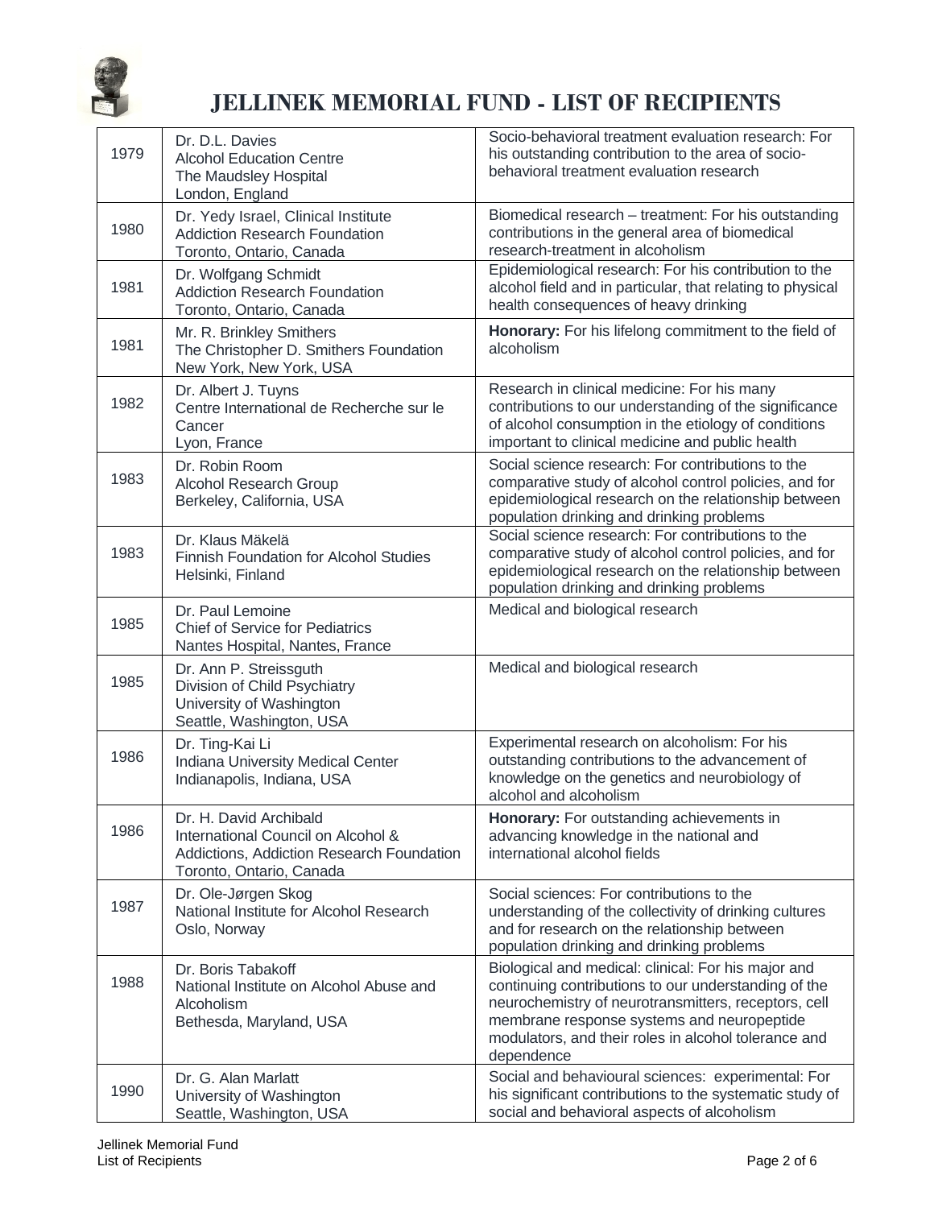# JELLINEK MEMORIAL FUND - LIST OF RECIPIENTS

| | | |
|---|---|---|
| 1979 | Dr. D.L. Davies<br>Alcohol Education Centre<br>The Maudsley Hospital<br>London, England | Socio-behavioral treatment evaluation research: For his outstanding contribution to the area of socio-behavioral treatment evaluation research |
| 1980 | Dr. Yedy Israel, Clinical Institute<br>Addiction Research Foundation<br>Toronto, Ontario, Canada | Biomedical research – treatment: For his outstanding contributions in the general area of biomedical research-treatment in alcoholism |
| 1981 | Dr. Wolfgang Schmidt<br>Addiction Research Foundation<br>Toronto, Ontario, Canada | Epidemiological research: For his contribution to the alcohol field and in particular, that relating to physical health consequences of heavy drinking |
| 1981 | Mr. R. Brinkley Smithers<br>The Christopher D. Smithers Foundation<br>New York, New York, USA | **Honorary:** For his lifelong commitment to the field of alcoholism |
| 1982 | Dr. Albert J. Tuyns<br>Centre International de Recherche sur le Cancer<br>Lyon, France | Research in clinical medicine: For his many contributions to our understanding of the significance of alcohol consumption in the etiology of conditions important to clinical medicine and public health |
| 1983 | Dr. Robin Room<br>Alcohol Research Group<br>Berkeley, California, USA | Social science research: For contributions to the comparative study of alcohol control policies, and for epidemiological research on the relationship between population drinking and drinking problems |
| 1983 | Dr. Klaus Mäkelä<br>Finnish Foundation for Alcohol Studies<br>Helsinki, Finland | Social science research: For contributions to the comparative study of alcohol control policies, and for epidemiological research on the relationship between population drinking and drinking problems |
| 1985 | Dr. Paul Lemoine<br>Chief of Service for Pediatrics<br>Nantes Hospital, Nantes, France | Medical and biological research |
| 1985 | Dr. Ann P. Streissguth<br>Division of Child Psychiatry<br>University of Washington<br>Seattle, Washington, USA | Medical and biological research |
| 1986 | Dr. Ting-Kai Li<br>Indiana University Medical Center<br>Indianapolis, Indiana, USA | Experimental research on alcoholism: For his outstanding contributions to the advancement of knowledge on the genetics and neurobiology of alcohol and alcoholism |
| 1986 | Dr. H. David Archibald<br>International Council on Alcohol & Addictions, Addiction Research Foundation<br>Toronto, Ontario, Canada | **Honorary:** For outstanding achievements in advancing knowledge in the national and international alcohol fields |
| 1987 | Dr. Ole-Jørgen Skog<br>National Institute for Alcohol Research<br>Oslo, Norway | Social sciences: For contributions to the understanding of the collectivity of drinking cultures and for research on the relationship between population drinking and drinking problems |
| 1988 | Dr. Boris Tabakoff<br>National Institute on Alcohol Abuse and Alcoholism<br>Bethesda, Maryland, USA | Biological and medical: clinical: For his major and continuing contributions to our understanding of the neurochemistry of neurotransmitters, receptors, cell membrane response systems and neuropeptide modulators, and their roles in alcohol tolerance and dependence |
| 1990 | Dr. G. Alan Marlatt<br>University of Washington<br>Seattle, Washington, USA | Social and behavioural sciences: experimental: For his significant contributions to the systematic study of social and behavioral aspects of alcoholism |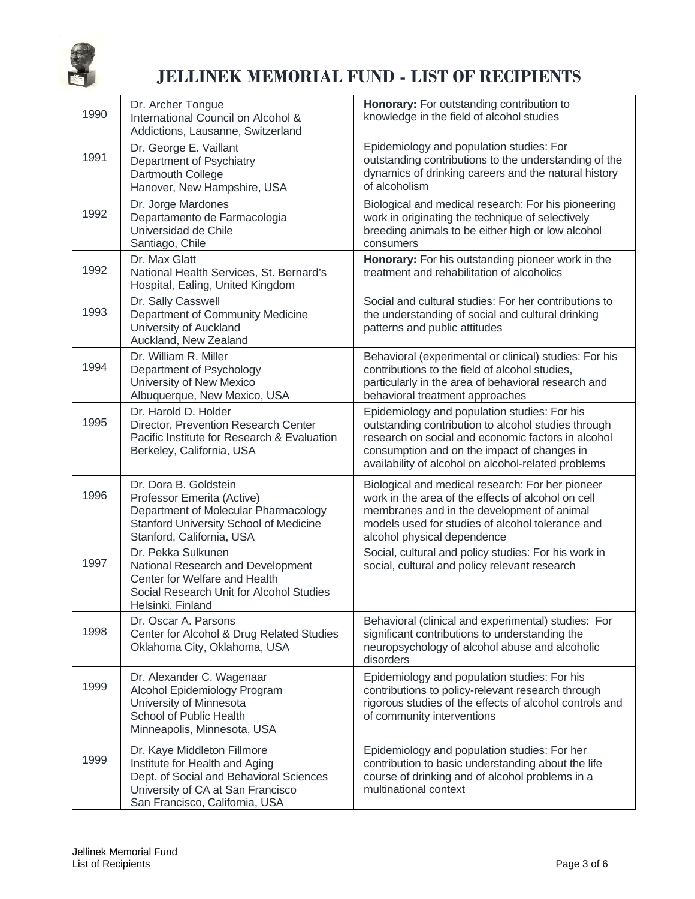# JELLINEK MEMORIAL FUND - LIST OF RECIPIENTS

| | | |
|---|---|---|
| 1990 | Dr. Archer Tongue<br>International Council on Alcohol & Addictions, Lausanne, Switzerland | **Honorary:** For outstanding contribution to knowledge in the field of alcohol studies |
| 1991 | Dr. George E. Vaillant<br>Department of Psychiatry<br>Dartmouth College<br>Hanover, New Hampshire, USA | Epidemiology and population studies: For outstanding contributions to the understanding of the dynamics of drinking careers and the natural history of alcoholism |
| 1992 | Dr. Jorge Mardones<br>Departamento de Farmacologia<br>Universidad de Chile<br>Santiago, Chile | Biological and medical research: For his pioneering work in originating the technique of selectively breeding animals to be either high or low alcohol consumers |
| 1992 | Dr. Max Glatt<br>National Health Services, St. Bernard's Hospital, Ealing, United Kingdom | **Honorary:** For his outstanding pioneer work in the treatment and rehabilitation of alcoholics |
| 1993 | Dr. Sally Casswell<br>Department of Community Medicine<br>University of Auckland<br>Auckland, New Zealand | Social and cultural studies: For her contributions to the understanding of social and cultural drinking patterns and public attitudes |
| 1994 | Dr. William R. Miller<br>Department of Psychology<br>University of New Mexico<br>Albuquerque, New Mexico, USA | Behavioral (experimental or clinical) studies: For his contributions to the field of alcohol studies, particularly in the area of behavioral research and behavioral treatment approaches |
| 1995 | Dr. Harold D. Holder<br>Director, Prevention Research Center<br>Pacific Institute for Research & Evaluation<br>Berkeley, California, USA | Epidemiology and population studies: For his outstanding contribution to alcohol studies through research on social and economic factors in alcohol consumption and on the impact of changes in availability of alcohol on alcohol-related problems |
| 1996 | Dr. Dora B. Goldstein<br>Professor Emerita (Active)<br>Department of Molecular Pharmacology<br>Stanford University School of Medicine<br>Stanford, California, USA | Biological and medical research: For her pioneer work in the area of the effects of alcohol on cell membranes and in the development of animal models used for studies of alcohol tolerance and alcohol physical dependence |
| 1997 | Dr. Pekka Sulkunen<br>National Research and Development Center for Welfare and Health<br>Social Research Unit for Alcohol Studies<br>Helsinki, Finland | Social, cultural and policy studies: For his work in social, cultural and policy relevant research |
| 1998 | Dr. Oscar A. Parsons<br>Center for Alcohol & Drug Related Studies<br>Oklahoma City, Oklahoma, USA | Behavioral (clinical and experimental) studies: For significant contributions to understanding the neuropsychology of alcohol abuse and alcoholic disorders |
| 1999 | Dr. Alexander C. Wagenaar<br>Alcohol Epidemiology Program<br>University of Minnesota<br>School of Public Health<br>Minneapolis, Minnesota, USA | Epidemiology and population studies: For his contributions to policy-relevant research through rigorous studies of the effects of alcohol controls and of community interventions |
| 1999 | Dr. Kaye Middleton Fillmore<br>Institute for Health and Aging<br>Dept. of Social and Behavioral Sciences<br>University of CA at San Francisco<br>San Francisco, California, USA | Epidemiology and population studies: For her contribution to basic understanding about the life course of drinking and of alcohol problems in a multinational context |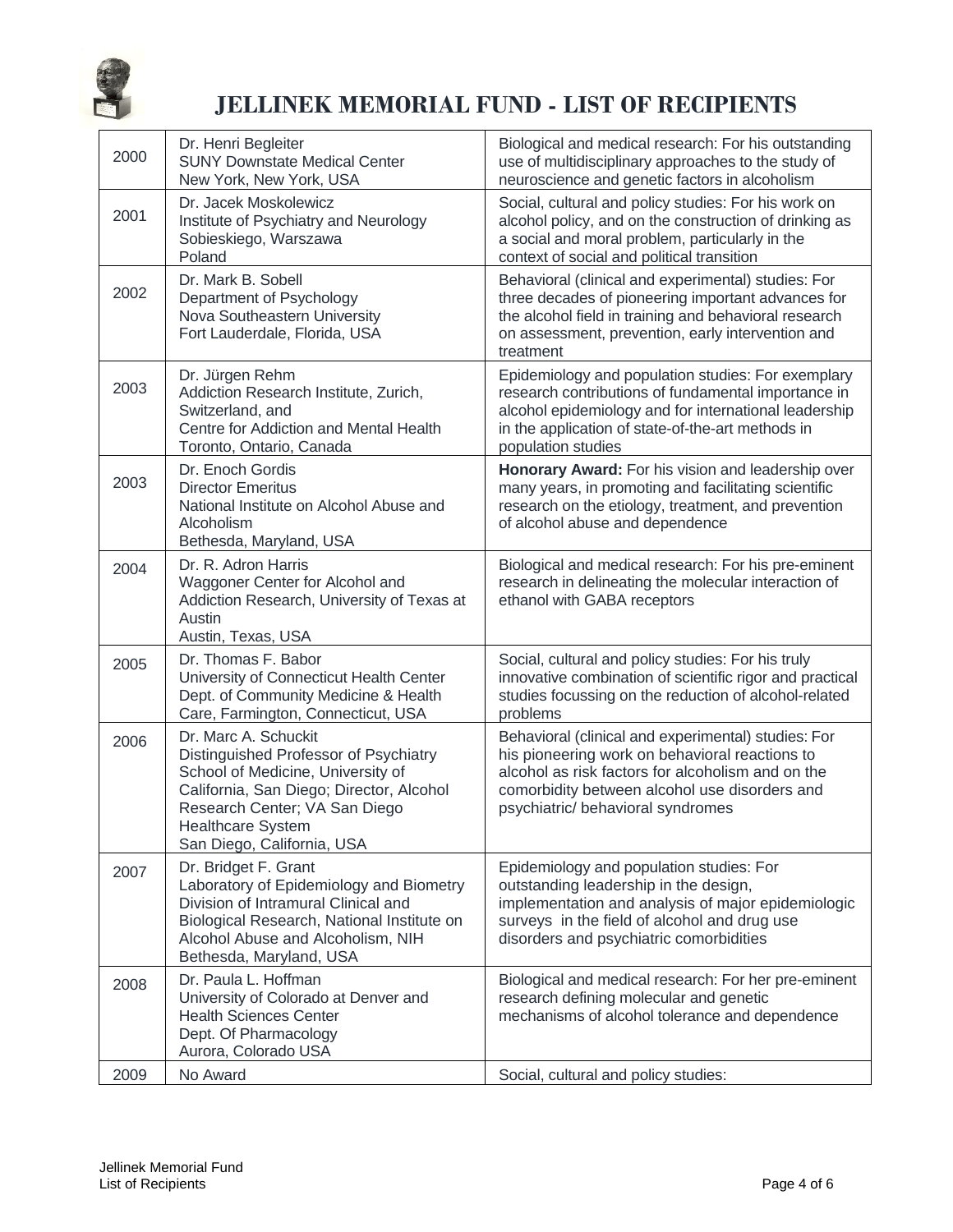# JELLINEK MEMORIAL FUND - LIST OF RECIPIENTS

| | | |
|---|---|---|
| 2000 | Dr. Henri Begleiter<br>SUNY Downstate Medical Center<br>New York, New York, USA | Biological and medical research: For his outstanding use of multidisciplinary approaches to the study of neuroscience and genetic factors in alcoholism |
| 2001 | Dr. Jacek Moskolewicz<br>Institute of Psychiatry and Neurology<br>Sobieskiego, Warszawa<br>Poland | Social, cultural and policy studies: For his work on alcohol policy, and on the construction of drinking as a social and moral problem, particularly in the context of social and political transition |
| 2002 | Dr. Mark B. Sobell<br>Department of Psychology<br>Nova Southeastern University<br>Fort Lauderdale, Florida, USA | Behavioral (clinical and experimental) studies: For three decades of pioneering important advances for the alcohol field in training and behavioral research on assessment, prevention, early intervention and treatment |
| 2003 | Dr. Jürgen Rehm<br>Addiction Research Institute, Zurich, Switzerland, and<br>Centre for Addiction and Mental Health<br>Toronto, Ontario, Canada | Epidemiology and population studies: For exemplary research contributions of fundamental importance in alcohol epidemiology and for international leadership in the application of state-of-the-art methods in population studies |
| 2003 | Dr. Enoch Gordis<br>Director Emeritus<br>National Institute on Alcohol Abuse and Alcoholism<br>Bethesda, Maryland, USA | **Honorary Award:** For his vision and leadership over many years, in promoting and facilitating scientific research on the etiology, treatment, and prevention of alcohol abuse and dependence |
| 2004 | Dr. R. Adron Harris<br>Waggoner Center for Alcohol and Addiction Research, University of Texas at Austin<br>Austin, Texas, USA | Biological and medical research: For his pre-eminent research in delineating the molecular interaction of ethanol with GABA receptors |
| 2005 | Dr. Thomas F. Babor<br>University of Connecticut Health Center<br>Dept. of Community Medicine & Health Care, Farmington, Connecticut, USA | Social, cultural and policy studies: For his truly innovative combination of scientific rigor and practical studies focussing on the reduction of alcohol-related problems |
| 2006 | Dr. Marc A. Schuckit<br>Distinguished Professor of Psychiatry<br>School of Medicine, University of California, San Diego; Director, Alcohol Research Center; VA San Diego Healthcare System<br>San Diego, California, USA | Behavioral (clinical and experimental) studies: For his pioneering work on behavioral reactions to alcohol as risk factors for alcoholism and on the comorbidity between alcohol use disorders and psychiatric/ behavioral syndromes |
| 2007 | Dr. Bridget F. Grant<br>Laboratory of Epidemiology and Biometry<br>Division of Intramural Clinical and Biological Research, National Institute on Alcohol Abuse and Alcoholism, NIH<br>Bethesda, Maryland, USA | Epidemiology and population studies: For outstanding leadership in the design, implementation and analysis of major epidemiologic surveys in the field of alcohol and drug use disorders and psychiatric comorbidities |
| 2008 | Dr. Paula L. Hoffman<br>University of Colorado at Denver and Health Sciences Center<br>Dept. Of Pharmacology<br>Aurora, Colorado USA | Biological and medical research: For her pre-eminent research defining molecular and genetic mechanisms of alcohol tolerance and dependence |
| 2009 | No Award | Social, cultural and policy studies: |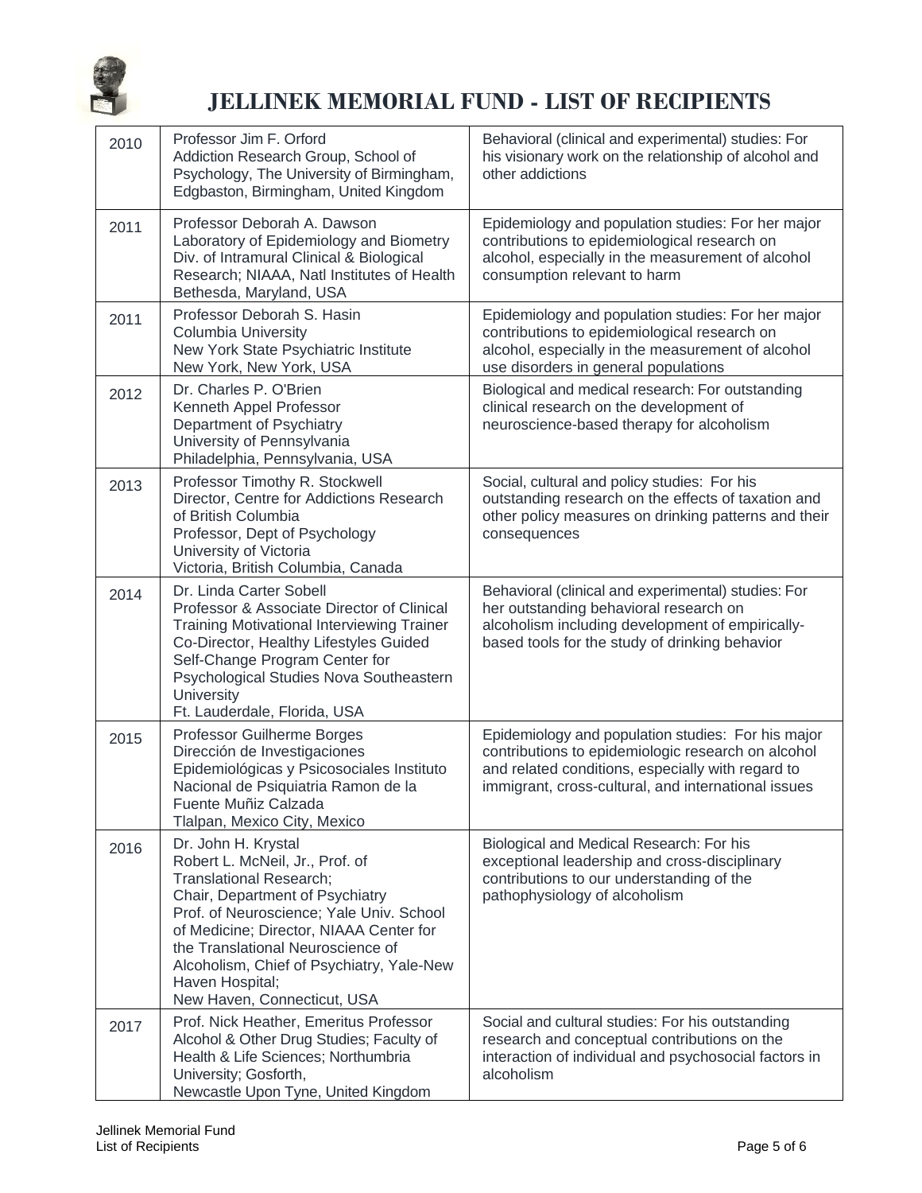# JELLINEK MEMORIAL FUND - LIST OF RECIPIENTS

| | | |
|---|---|---|
| 2010 | Professor Jim F. Orford<br>Addiction Research Group, School of Psychology, The University of Birmingham, Edgbaston, Birmingham, United Kingdom | Behavioral (clinical and experimental) studies: For his visionary work on the relationship of alcohol and other addictions |
| 2011 | Professor Deborah A. Dawson<br>Laboratory of Epidemiology and Biometry Div. of Intramural Clinical & Biological Research; NIAAA, Natl Institutes of Health Bethesda, Maryland, USA | Epidemiology and population studies: For her major contributions to epidemiological research on alcohol, especially in the measurement of alcohol consumption relevant to harm |
| 2011 | Professor Deborah S. Hasin<br>Columbia University<br>New York State Psychiatric Institute<br>New York, New York, USA | Epidemiology and population studies: For her major contributions to epidemiological research on alcohol, especially in the measurement of alcohol use disorders in general populations |
| 2012 | Dr. Charles P. O'Brien<br>Kenneth Appel Professor<br>Department of Psychiatry<br>University of Pennsylvania<br>Philadelphia, Pennsylvania, USA | Biological and medical research: For outstanding clinical research on the development of neuroscience-based therapy for alcoholism |
| 2013 | Professor Timothy R. Stockwell<br>Director, Centre for Addictions Research of British Columbia<br>Professor, Dept of Psychology<br>University of Victoria<br>Victoria, British Columbia, Canada | Social, cultural and policy studies: For his outstanding research on the effects of taxation and other policy measures on drinking patterns and their consequences |
| 2014 | Dr. Linda Carter Sobell<br>Professor & Associate Director of Clinical Training Motivational Interviewing Trainer Co-Director, Healthy Lifestyles Guided Self-Change Program Center for Psychological Studies Nova Southeastern University<br>Ft. Lauderdale, Florida, USA | Behavioral (clinical and experimental) studies: For her outstanding behavioral research on alcoholism including development of empirically-based tools for the study of drinking behavior |
| 2015 | Professor Guilherme Borges<br>Dirección de Investigaciones Epidemiológicas y Psicosociales Instituto Nacional de Psiquiatria Ramon de la Fuente Muñiz Calzada<br>Tlalpan, Mexico City, Mexico | Epidemiology and population studies: For his major contributions to epidemiologic research on alcohol and related conditions, especially with regard to immigrant, cross-cultural, and international issues |
| 2016 | Dr. John H. Krystal<br>Robert L. McNeil, Jr., Prof. of Translational Research;<br>Chair, Department of Psychiatry<br>Prof. of Neuroscience; Yale Univ. School of Medicine; Director, NIAAA Center for the Translational Neuroscience of Alcoholism, Chief of Psychiatry, Yale-New Haven Hospital;<br>New Haven, Connecticut, USA | Biological and Medical Research: For his exceptional leadership and cross-disciplinary contributions to our understanding of the pathophysiology of alcoholism |
| 2017 | Prof. Nick Heather, Emeritus Professor Alcohol & Other Drug Studies; Faculty of Health & Life Sciences; Northumbria University; Gosforth,<br>Newcastle Upon Tyne, United Kingdom | Social and cultural studies: For his outstanding research and conceptual contributions on the interaction of individual and psychosocial factors in alcoholism |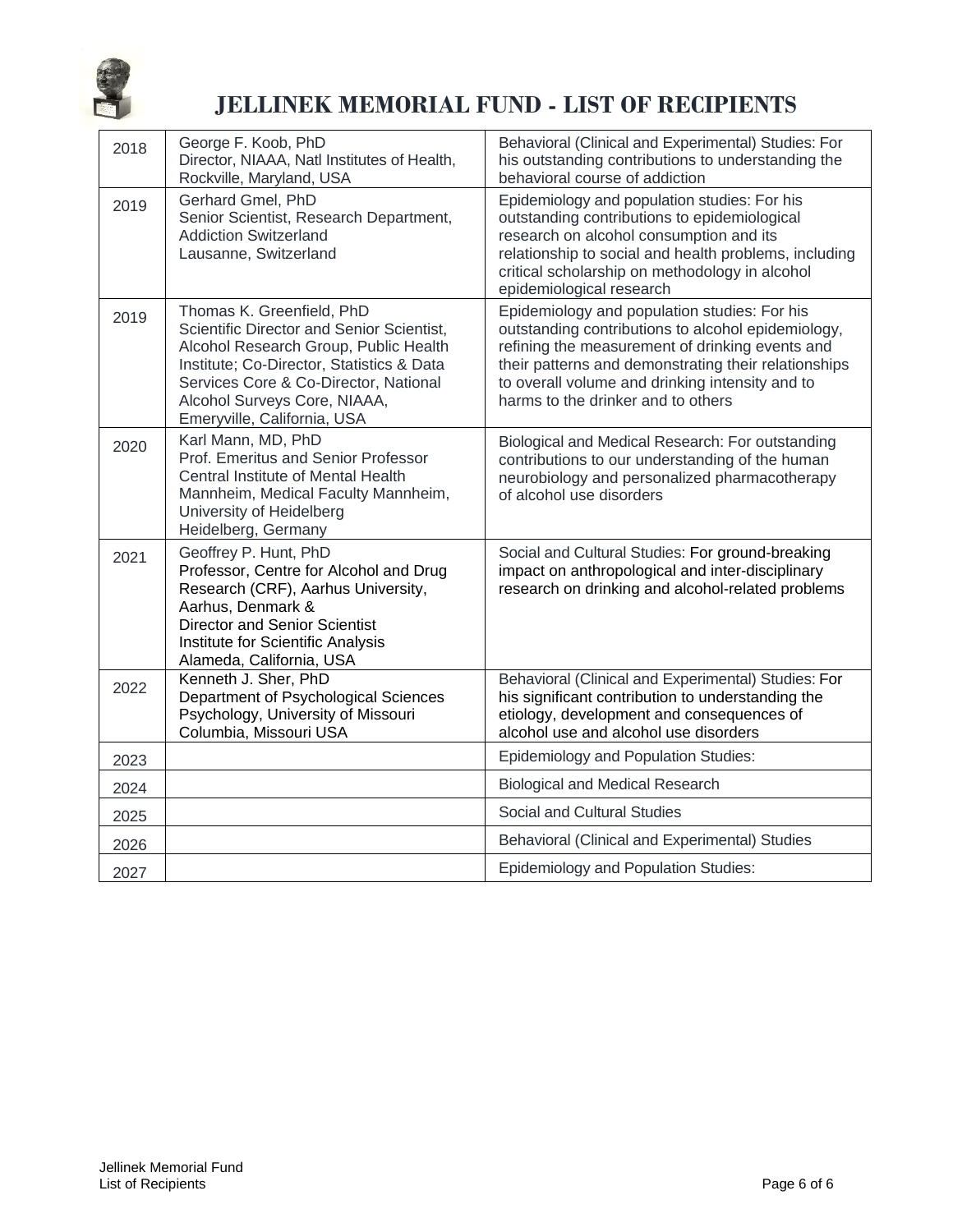# JELLINEK MEMORIAL FUND - LIST OF RECIPIENTS

| | | |
|---|---|---|
| 2018 | George F. Koob, PhD<br>Director, NIAAA, Natl Institutes of Health, Rockville, Maryland, USA | Behavioral (Clinical and Experimental) Studies: For his outstanding contributions to understanding the behavioral course of addiction |
| 2019 | Gerhard Gmel, PhD<br>Senior Scientist, Research Department, Addiction Switzerland<br>Lausanne, Switzerland | Epidemiology and population studies: For his outstanding contributions to epidemiological research on alcohol consumption and its relationship to social and health problems, including critical scholarship on methodology in alcohol epidemiological research |
| 2019 | Thomas K. Greenfield, PhD<br>Scientific Director and Senior Scientist, Alcohol Research Group, Public Health Institute; Co-Director, Statistics & Data Services Core & Co-Director, National Alcohol Surveys Core, NIAAA, Emeryville, California, USA | Epidemiology and population studies: For his outstanding contributions to alcohol epidemiology, refining the measurement of drinking events and their patterns and demonstrating their relationships to overall volume and drinking intensity and to harms to the drinker and to others |
| 2020 | Karl Mann, MD, PhD<br>Prof. Emeritus and Senior Professor<br>Central Institute of Mental Health<br>Mannheim, Medical Faculty Mannheim, University of Heidelberg<br>Heidelberg, Germany | Biological and Medical Research: For outstanding contributions to our understanding of the human neurobiology and personalized pharmacotherapy of alcohol use disorders |
| 2021 | Geoffrey P. Hunt, PhD<br>Professor, Centre for Alcohol and Drug Research (CRF), Aarhus University, Aarhus, Denmark &<br>Director and Senior Scientist<br>Institute for Scientific Analysis<br>Alameda, California, USA | Social and Cultural Studies: For ground-breaking impact on anthropological and inter-disciplinary research on drinking and alcohol-related problems |
| 2022 | Kenneth J. Sher, PhD<br>Department of Psychological Sciences<br>Psychology, University of Missouri<br>Columbia, Missouri USA | Behavioral (Clinical and Experimental) Studies: For his significant contribution to understanding the etiology, development and consequences of alcohol use and alcohol use disorders |
| 2023 | | Epidemiology and Population Studies: |
| 2024 | | Biological and Medical Research |
| 2025 | | Social and Cultural Studies |
| 2026 | | Behavioral (Clinical and Experimental) Studies |
| 2027 | | Epidemiology and Population Studies: |